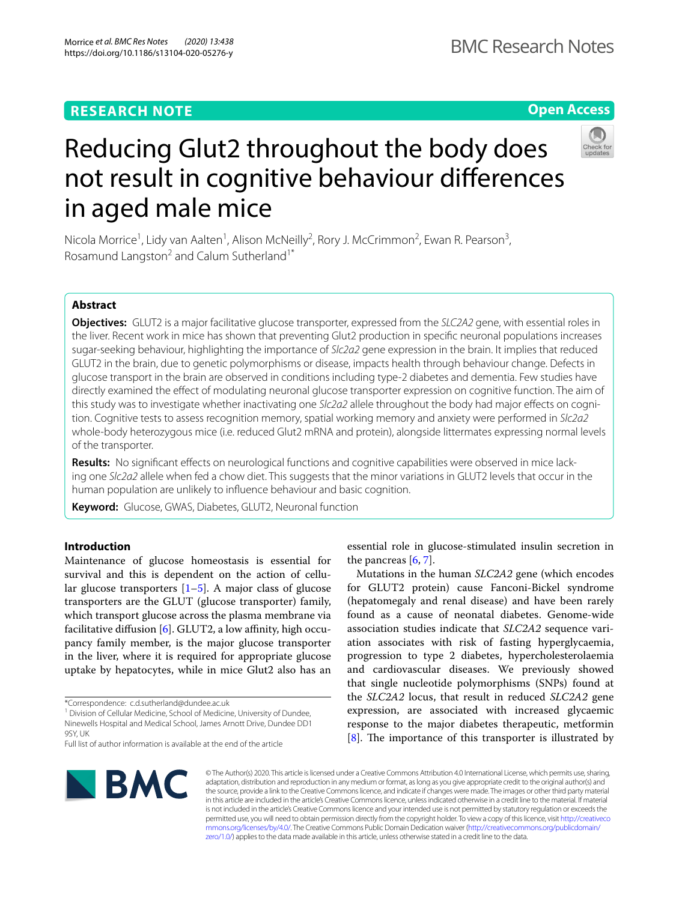RESEARCH NOTE

Open Access

# Reducing Glut2 throughout the body does not result in cognitive behaviour differences in aged male mice

Nicola Morrice[1], Lidy van Aalten[1], Alison McNeilly[2], Rory J. McCrimmon[2], Ewan R. Pearson[3], Rosamund Langston[2] and Calum Sutherland[1*]

## Abstract

**Objectives:** GLUT2 is a major facilitative glucose transporter, expressed from the *SLC2A2* gene, with essential roles in the liver. Recent work in mice has shown that preventing Glut2 production in specific neuronal populations increases sugar-seeking behaviour, highlighting the importance of *Slc2a2* gene expression in the brain. It implies that reduced GLUT2 in the brain, due to genetic polymorphisms or disease, impacts health through behaviour change. Defects in glucose transport in the brain are observed in conditions including type-2 diabetes and dementia. Few studies have directly examined the effect of modulating neuronal glucose transporter expression on cognitive function. The aim of this study was to investigate whether inactivating one *Slc2a2* allele throughout the body had major effects on cognition. Cognitive tests to assess recognition memory, spatial working memory and anxiety were performed in *Slc2a2* whole-body heterozygous mice (i.e. reduced Glut2 mRNA and protein), alongside littermates expressing normal levels of the transporter.

**Results:** No significant effects on neurological functions and cognitive capabilities were observed in mice lacking one *Slc2a2* allele when fed a chow diet. This suggests that the minor variations in GLUT2 levels that occur in the human population are unlikely to influence behaviour and basic cognition.

**Keyword:** Glucose, GWAS, Diabetes, GLUT2, Neuronal function

## Introduction

Maintenance of glucose homeostasis is essential for survival and this is dependent on the action of cellular glucose transporters [1–5]. A major class of glucose transporters are the GLUT (glucose transporter) family, which transport glucose across the plasma membrane via facilitative diffusion [6]. GLUT2, a low affinity, high occupancy family member, is the major glucose transporter in the liver, where it is required for appropriate glucose uptake by hepatocytes, while in mice Glut2 also has an essential role in glucose-stimulated insulin secretion in the pancreas [6, 7].

Mutations in the human *SLC2A2* gene (which encodes for GLUT2 protein) cause Fanconi-Bickel syndrome (hepatomegaly and renal disease) and have been rarely found as a cause of neonatal diabetes. Genome-wide association studies indicate that *SLC2A2* sequence variation associates with risk of fasting hyperglycaemia, progression to type 2 diabetes, hypercholesterolaemia and cardiovascular diseases. We previously showed that single nucleotide polymorphisms (SNPs) found at the *SLC2A2* locus, that result in reduced *SLC2A2* gene expression, are associated with increased glycaemic response to the major diabetes therapeutic, metformin [8]. The importance of this transporter is illustrated by

*Correspondence: c.d.sutherland@dundee.ac.uk
[1] Division of Cellular Medicine, School of Medicine, University of Dundee, Ninewells Hospital and Medical School, James Arnott Drive, Dundee DD1 9SY, UK
Full list of author information is available at the end of the article

© The Author(s) 2020. This article is licensed under a Creative Commons Attribution 4.0 International License, which permits use, sharing, adaptation, distribution and reproduction in any medium or format, as long as you give appropriate credit to the original author(s) and the source, provide a link to the Creative Commons licence, and indicate if changes were made. The images or other third party material in this article are included in the article's Creative Commons licence, unless indicated otherwise in a credit line to the material. If material is not included in the article's Creative Commons licence and your intended use is not permitted by statutory regulation or exceeds the permitted use, you will need to obtain permission directly from the copyright holder. To view a copy of this licence, visit http://creativecommons.org/licenses/by/4.0/. The Creative Commons Public Domain Dedication waiver (http://creativecommons.org/publicdomain/zero/1.0/) applies to the data made available in this article, unless otherwise stated in a credit line to the data.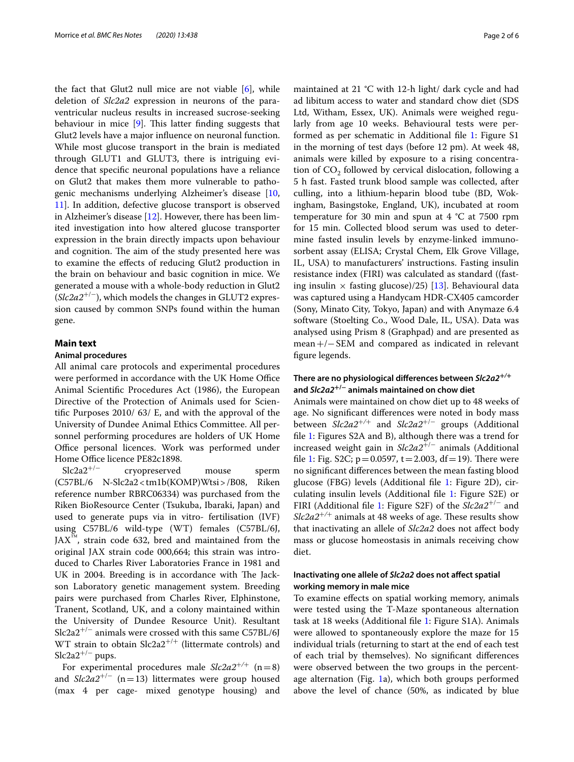the fact that Glut2 null mice are not viable [6], while deletion of *Slc2a2* expression in neurons of the paraventricular nucleus results in increased sucrose-seeking behaviour in mice [9]. This latter finding suggests that Glut2 levels have a major influence on neuronal function. While most glucose transport in the brain is mediated through GLUT1 and GLUT3, there is intriguing evidence that specific neuronal populations have a reliance on Glut2 that makes them more vulnerable to pathogenic mechanisms underlying Alzheimer's disease [10, 11]. In addition, defective glucose transport is observed in Alzheimer's disease [12]. However, there has been limited investigation into how altered glucose transporter expression in the brain directly impacts upon behaviour and cognition. The aim of the study presented here was to examine the effects of reducing Glut2 production in the brain on behaviour and basic cognition in mice. We generated a mouse with a whole-body reduction in Glut2 (*Slc2a2*$^{+/-}$), which models the changes in GLUT2 expression caused by common SNPs found within the human gene.

## Main text

### Animal procedures

All animal care protocols and experimental procedures were performed in accordance with the UK Home Office Animal Scientific Procedures Act (1986), the European Directive of the Protection of Animals used for Scientific Purposes 2010/ 63/ E, and with the approval of the University of Dundee Animal Ethics Committee. All personnel performing procedures are holders of UK Home Office personal licences. Work was performed under Home Office licence PE82c1898.

Slc2a2$^{+/-}$ cryopreserved mouse sperm (C57BL/6 N-Slc2a2 < tm1b(KOMP)Wtsi > /B08, Riken reference number RBRC06334) was purchased from the Riken BioResource Center (Tsukuba, Ibaraki, Japan) and used to generate pups via in vitro- fertilisation (IVF) using C57BL/6 wild-type (WT) females (C57BL/6J, JAX™, strain code 632, bred and maintained from the original JAX strain code 000,664; this strain was introduced to Charles River Laboratories France in 1981 and UK in 2004. Breeding is in accordance with The Jackson Laboratory genetic management system. Breeding pairs were purchased from Charles River, Elphinstone, Tranent, Scotland, UK, and a colony maintained within the University of Dundee Resource Unit). Resultant Slc2a2$^{+/-}$ animals were crossed with this same C57BL/6J WT strain to obtain Slc2a2$^{+/+}$ (littermate controls) and Slc2a2$^{+/-}$ pups.

For experimental procedures male *Slc2a2*$^{+/+}$ ($n = 8$) and *Slc2a2*$^{+/-}$ ($n = 13$) littermates were group housed (max 4 per cage- mixed genotype housing) and maintained at 21 °C with 12-h light/ dark cycle and had ad libitum access to water and standard chow diet (SDS Ltd, Witham, Essex, UK). Animals were weighed regularly from age 10 weeks. Behavioural tests were performed as per schematic in Additional file 1: Figure S1 in the morning of test days (before 12 pm). At week 48, animals were killed by exposure to a rising concentration of $CO_2$ followed by cervical dislocation, following a 5 h fast. Fasted trunk blood sample was collected, after culling, into a lithium-heparin blood tube (BD, Wokingham, Basingstoke, England, UK), incubated at room temperature for 30 min and spun at 4 °C at 7500 rpm for 15 min. Collected blood serum was used to determine fasted insulin levels by enzyme-linked immunosorbent assay (ELISA; Crystal Chem, Elk Grove Village, IL, USA) to manufacturers' instructions. Fasting insulin resistance index (FIRI) was calculated as standard ((fasting insulin $\times$ fasting glucose)/25) [13]. Behavioural data was captured using a Handycam HDR-CX405 camcorder (Sony, Minato City, Tokyo, Japan) and with Anymaze 6.4 software (Stoelting Co., Wood Dale, IL, USA). Data was analysed using Prism 8 (Graphpad) and are presented as mean +/− SEM and compared as indicated in relevant figure legends.

### There are no physiological differences between *Slc2a2*$^{+/+}$ and *Slc2a2*$^{+/-}$ animals maintained on chow diet

Animals were maintained on chow diet up to 48 weeks of age. No significant differences were noted in body mass between *Slc2a2*$^{+/+}$ and *Slc2a2*$^{+/-}$ groups (Additional file 1: Figures S2A and B), although there was a trend for increased weight gain in *Slc2a2*$^{+/-}$ animals (Additional file 1: Fig. S2C; $p = 0.0597$, $t = 2.003$, $df = 19$). There were no significant differences between the mean fasting blood glucose (FBG) levels (Additional file 1: Figure 2D), circulating insulin levels (Additional file 1: Figure S2E) or FIRI (Additional file 1: Figure S2F) of the *Slc2a2*$^{+/-}$ and *Slc2a2*$^{+/+}$ animals at 48 weeks of age. These results show that inactivating an allele of *Slc2a2* does not affect body mass or glucose homeostasis in animals receiving chow diet.

### Inactivating one allele of *Slc2a2* does not affect spatial working memory in male mice

To examine effects on spatial working memory, animals were tested using the T-Maze spontaneous alternation task at 18 weeks (Additional file 1: Figure S1A). Animals were allowed to spontaneously explore the maze for 15 individual trials (returning to start at the end of each test of each trial by themselves). No significant differences were observed between the two groups in the percentage alternation (Fig. 1a), which both groups performed above the level of chance (50%, as indicated by blue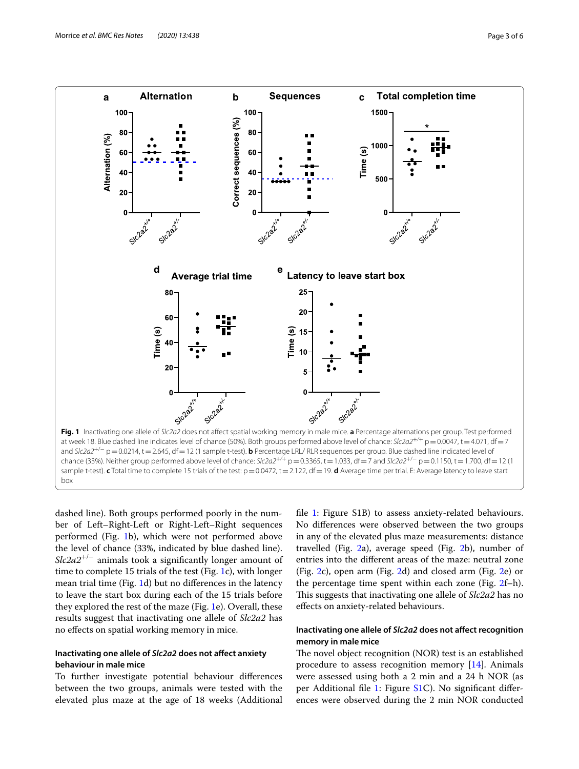**Fig. 1** Inactivating one allele of *Slc2a2* does not affect spatial working memory in male mice. **a** Percentage alternations per group. Test performed at week 18. Blue dashed line indicates level of chance (50%). Both groups performed above level of chance: *Slc2a2*$^{+/+}$ p = 0.0047, t = 4.071, df = 7 and *Slc2a2*$^{+/-}$ p = 0.0214, t = 2.645, df = 12 (1 sample t-test). **b** Percentage LRL/ RLR sequences per group. Blue dashed line indicated level of chance (33%). Neither group performed above level of chance: *Slc2a2*$^{+/+}$ p = 0.3365, t = 1.033, df = 7 and *Slc2a2*$^{+/-}$ p = 0.1150, t = 1.700, df = 12 (1 sample t-test). **c** Total time to complete 15 trials of the test: p = 0.0472, t = 2.122, df = 19. **d** Average time per trial. E: Average latency to leave start box

dashed line). Both groups performed poorly in the number of Left–Right-Left or Right-Left–Right sequences performed (Fig. 1b), which were not performed above the level of chance (33%, indicated by blue dashed line). *Slc2a2*$^{+/-}$ animals took a significantly longer amount of time to complete 15 trials of the test (Fig. 1c), with longer mean trial time (Fig. 1d) but no differences in the latency to leave the start box during each of the 15 trials before they explored the rest of the maze (Fig. 1e). Overall, these results suggest that inactivating one allele of *Slc2a2* has no effects on spatial working memory in mice.

### Inactivating one allele of *Slc2a2* does not affect anxiety behaviour in male mice

To further investigate potential behaviour differences between the two groups, animals were tested with the elevated plus maze at the age of 18 weeks (Additional file 1: Figure S1B) to assess anxiety-related behaviours. No differences were observed between the two groups in any of the elevated plus maze measurements: distance travelled (Fig. 2a), average speed (Fig. 2b), number of entries into the different areas of the maze: neutral zone (Fig. 2c), open arm (Fig. 2d) and closed arm (Fig. 2e) or the percentage time spent within each zone (Fig. 2f–h). This suggests that inactivating one allele of *Slc2a2* has no effects on anxiety-related behaviours.

### Inactivating one allele of *Slc2a2* does not affect recognition memory in male mice

The novel object recognition (NOR) test is an established procedure to assess recognition memory [14]. Animals were assessed using both a 2 min and a 24 h NOR (as per Additional file 1: Figure S1C). No significant differences were observed during the 2 min NOR conducted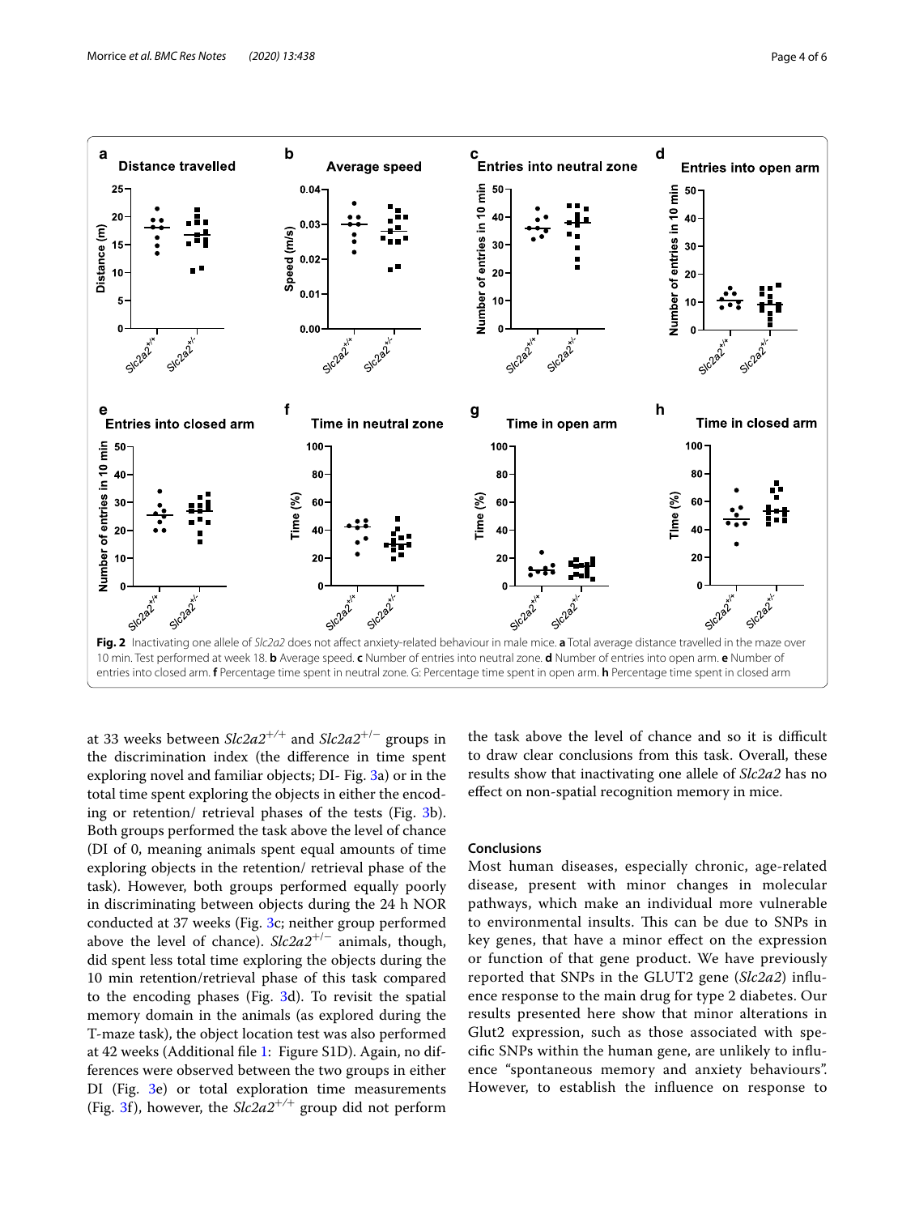**Fig. 2** Inactivating one allele of *Slc2a2* does not affect anxiety-related behaviour in male mice. **a** Total average distance travelled in the maze over 10 min. Test performed at week 18. **b** Average speed. **c** Number of entries into neutral zone. **d** Number of entries into open arm. **e** Number of entries into closed arm. **f** Percentage time spent in neutral zone. G: Percentage time spent in open arm. **h** Percentage time spent in closed arm

at 33 weeks between *Slc2a2*$^{+/+}$ and *Slc2a2*$^{+/-}$ groups in the discrimination index (the difference in time spent exploring novel and familiar objects; DI- Fig. 3a) or in the total time spent exploring the objects in either the encoding or retention/ retrieval phases of the tests (Fig. 3b). Both groups performed the task above the level of chance (DI of 0, meaning animals spent equal amounts of time exploring objects in the retention/ retrieval phase of the task). However, both groups performed equally poorly in discriminating between objects during the 24 h NOR conducted at 37 weeks (Fig. 3c; neither group performed above the level of chance). *Slc2a2*$^{+/-}$ animals, though, did spent less total time exploring the objects during the 10 min retention/retrieval phase of this task compared to the encoding phases (Fig. 3d). To revisit the spatial memory domain in the animals (as explored during the T-maze task), the object location test was also performed at 42 weeks (Additional file 1: Figure S1D). Again, no differences were observed between the two groups in either DI (Fig. 3e) or total exploration time measurements (Fig. 3f), however, the *Slc2a2*$^{+/+}$ group did not perform the task above the level of chance and so it is difficult to draw clear conclusions from this task. Overall, these results show that inactivating one allele of *Slc2a2* has no effect on non-spatial recognition memory in mice.

## Conclusions

Most human diseases, especially chronic, age-related disease, present with minor changes in molecular pathways, which make an individual more vulnerable to environmental insults. This can be due to SNPs in key genes, that have a minor effect on the expression or function of that gene product. We have previously reported that SNPs in the GLUT2 gene (*Slc2a2*) influence response to the main drug for type 2 diabetes. Our results presented here show that minor alterations in Glut2 expression, such as those associated with specific SNPs within the human gene, are unlikely to influence "spontaneous memory and anxiety behaviours". However, to establish the influence on response to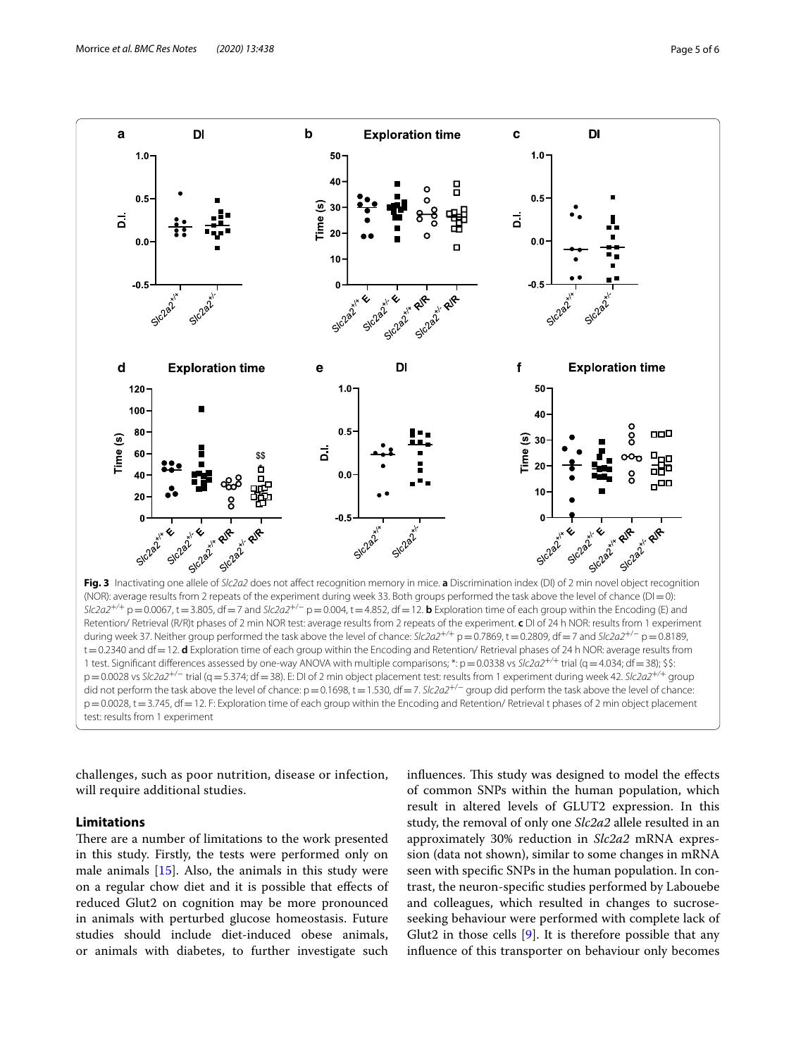**Fig. 3** Inactivating one allele of *Slc2a2* does not affect recognition memory in mice. **a** Discrimination index (DI) of 2 min novel object recognition (NOR): average results from 2 repeats of the experiment during week 33. Both groups performed the task above the level of chance (DI = 0): *Slc2a2*$^{+/+}$ p = 0.0067, t = 3.805, df = 7 and *Slc2a2*$^{+/−}$ p = 0.004, t = 4.852, df = 12. **b** Exploration time of each group within the Encoding (E) and Retention/ Retrieval (R/R)t phases of 2 min NOR test: average results from 2 repeats of the experiment. **c** DI of 24 h NOR: results from 1 experiment during week 37. Neither group performed the task above the level of chance: *Slc2a2*$^{+/+}$ p = 0.7869, t = 0.2809, df = 7 and *Slc2a2*$^{+/−}$ p = 0.8189, t = 0.2340 and df = 12. **d** Exploration time of each group within the Encoding and Retention/ Retrieval phases of 24 h NOR: average results from 1 test. Significant differences assessed by one-way ANOVA with multiple comparisons; *: p = 0.0338 vs *Slc2a2*$^{+/+}$ trial (q = 4.034; df = 38); $$: p = 0.0028 vs *Slc2a2*$^{+/−}$ trial (q = 5.374; df = 38). E: DI of 2 min object placement test: results from 1 experiment during week 42. *Slc2a2*$^{+/+}$ group did not perform the task above the level of chance: p = 0.1698, t = 1.530, df = 7. *Slc2a2*$^{+/−}$ group did perform the task above the level of chance: p = 0.0028, t = 3.745, df = 12. F: Exploration time of each group within the Encoding and Retention/ Retrieval t phases of 2 min object placement test: results from 1 experiment

challenges, such as poor nutrition, disease or infection, will require additional studies.

## Limitations

There are a number of limitations to the work presented in this study. Firstly, the tests were performed only on male animals [15]. Also, the animals in this study were on a regular chow diet and it is possible that effects of reduced Glut2 on cognition may be more pronounced in animals with perturbed glucose homeostasis. Future studies should include diet-induced obese animals, or animals with diabetes, to further investigate such influences. This study was designed to model the effects of common SNPs within the human population, which result in altered levels of GLUT2 expression. In this study, the removal of only one *Slc2a2* allele resulted in an approximately 30% reduction in *Slc2a2* mRNA expression (data not shown), similar to some changes in mRNA seen with specific SNPs in the human population. In contrast, the neuron-specific studies performed by Labouebe and colleagues, which resulted in changes to sucrose-seeking behaviour were performed with complete lack of Glut2 in those cells [9]. It is therefore possible that any influence of this transporter on behaviour only becomes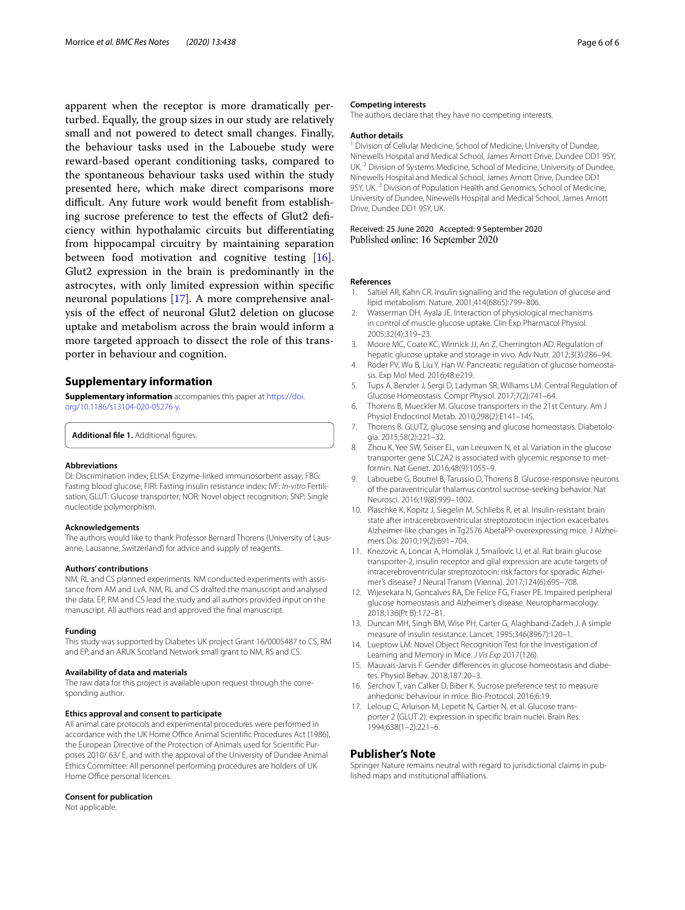apparent when the receptor is more dramatically perturbed. Equally, the group sizes in our study are relatively small and not powered to detect small changes. Finally, the behaviour tasks used in the Labouebe study were reward-based operant conditioning tasks, compared to the spontaneous behaviour tasks used within the study presented here, which make direct comparisons more difficult. Any future work would benefit from establishing sucrose preference to test the effects of Glut2 deficiency within hypothalamic circuits but differentiating from hippocampal circuitry by maintaining separation between food motivation and cognitive testing [16]. Glut2 expression in the brain is predominantly in the astrocytes, with only limited expression within specific neuronal populations [17]. A more comprehensive analysis of the effect of neuronal Glut2 deletion on glucose uptake and metabolism across the brain would inform a more targeted approach to dissect the role of this transporter in behaviour and cognition.

## Supplementary information

**Supplementary information** accompanies this paper at https://doi.org/10.1186/s13104-020-05276-y.

**Additional file 1.** Additional figures.

#### Abbreviations

DI: Discrimination index; ELISA: Enzyme-linked immunosorbent assay; FBG: Fasting blood glucose; FIRI: Fasting insulin resistance index; IVF: *In-vitro* Fertilisation; GLUT: Glucose transporter; NOR: Novel object recognition; SNP: Single nucleotide polymorphism.

#### Acknowledgements

The authors would like to thank Professor Bernard Thorens (University of Lausanne, Lausanne, Switzerland) for advice and supply of reagents.

#### Authors' contributions

NM, RL and CS planned experiments. NM conducted experiments with assistance from AM and LvA. NM, RL and CS drafted the manuscript and analysed the data. EP, RM and CS lead the study and all authors provided input on the manuscript. All authors read and approved the final manuscript.

#### Funding

This study was supported by Diabetes UK project Grant 16/0005487 to CS, RM and EP, and an ARUK Scotland Network small grant to NM, RS and CS.

#### Availability of data and materials

The raw data for this project is available upon request through the corresponding author.

#### Ethics approval and consent to participate

All animal care protocols and experimental procedures were performed in accordance with the UK Home Office Animal Scientific Procedures Act (1986), the European Directive of the Protection of Animals used for Scientific Purposes 2010/ 63/ E, and with the approval of the University of Dundee Animal Ethics Committee. All personnel performing procedures are holders of UK Home Office personal licences.

#### Consent for publication

Not applicable.

#### Competing interests

The authors declare that they have no competing interests.

#### Author details

[1] Division of Cellular Medicine, School of Medicine, University of Dundee, Ninewells Hospital and Medical School, James Arnott Drive, Dundee DD1 9SY, UK. [2] Division of Systems Medicine, School of Medicine, University of Dundee, Ninewells Hospital and Medical School, James Arnott Drive, Dundee DD1 9SY, UK. [3] Division of Population Health and Genomics, School of Medicine, University of Dundee, Ninewells Hospital and Medical School, James Arnott Drive, Dundee DD1 9SY, UK.

Received: 25 June 2020 Accepted: 9 September 2020
Published online: 16 September 2020

#### References

1. Saltiel AR, Kahn CR. Insulin signalling and the regulation of glucose and lipid metabolism. Nature. 2001;414(6865):799–806.
2. Wasserman DH, Ayala JE. Interaction of physiological mechanisms in control of muscle glucose uptake. Clin Exp Pharmacol Physiol. 2005;32(4):319–23.
3. Moore MC, Coate KC, Winnick JJ, An Z, Cherrington AD. Regulation of hepatic glucose uptake and storage in vivo. Adv Nutr. 2012;3(3):286–94.
4. Roder PV, Wu B, Liu Y, Han W. Pancreatic regulation of glucose homeostasis. Exp Mol Med. 2016;48:e219.
5. Tups A, Benzler J, Sergi D, Ladyman SR, Williams LM. Central Regulation of Glucose Homeostasis. Compr Physiol. 2017;7(2):741–64.
6. Thorens B, Mueckler M. Glucose transporters in the 21st Century. Am J Physiol Endocrinol Metab. 2010;298(2):E141–145.
7. Thorens B. GLUT2, glucose sensing and glucose homeostasis. Diabetologia. 2015;58(2):221–32.
8. Zhou K, Yee SW, Seiser EL, van Leeuwen N, et al. Variation in the glucose transporter gene SLC2A2 is associated with glycemic response to metformin. Nat Genet. 2016;48(9):1055–9.
9. Labouebe G, Boutrel B, Tarussio D, Thorens B. Glucose-responsive neurons of the paraventricular thalamus control sucrose-seeking behavior. Nat Neurosci. 2016;19(8):999–1002.
10. Plaschke K, Kopitz J, Siegelin M, Schliebs R, et al. Insulin-resistant brain state after intracerebroventricular streptozotocin injection exacerbates Alzheimer-like changes in Tg2576 AbetaPP-overexpressing mice. J Alzheimers Dis. 2010;19(2):691–704.
11. Knezovic A, Loncar A, Homolak J, Smailovic U, et al. Rat brain glucose transporter-2, insulin receptor and glial expression are acute targets of intracerebroventricular streptozotocin: risk factors for sporadic Alzheimer's disease? J Neural Transm (Vienna). 2017;124(6):695–708.
12. Wijesekara N, Goncalves RA, De Felice FG, Fraser PE. Impaired peripheral glucose homeostasis and Alzheimer's disease. Neuropharmacology. 2018;136(Pt B):172–81.
13. Duncan MH, Singh BM, Wise PH, Carter G, Alaghband-Zadeh J. A simple measure of insulin resistance. Lancet. 1995;346(8967):120–1.
14. Lueptow LM: Novel Object Recognition Test for the Investigation of Learning and Memory in Mice. *J Vis Exp* 2017(126).
15. Mauvais-Jarvis F. Gender differences in glucose homeostasis and diabetes. Physiol Behav. 2018;187:20–3.
16. Serchov T, van Calker D, Biber K. Sucrose preference test to measure anhedonic behaviour in mice. Bio-Protocol. 2016;6:19.
17. Leloup C, Arluison M, Lepetit N, Cartier N, et al. Glucose transporter 2 (GLUT 2): expression in specific brain nuclei. Brain Res. 1994;638(1–2):221–6.

## Publisher's Note

Springer Nature remains neutral with regard to jurisdictional claims in published maps and institutional affiliations.